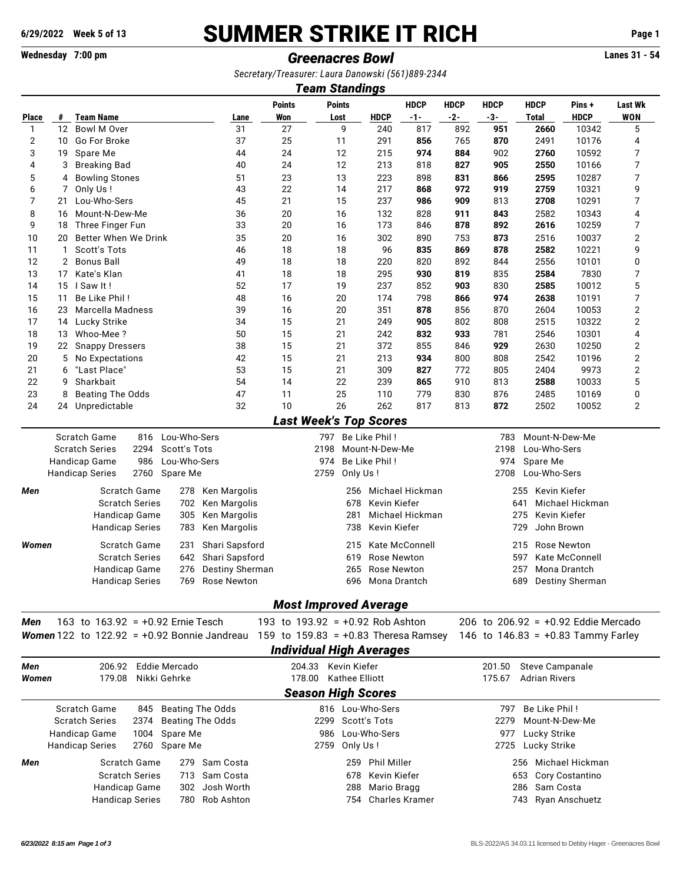# SUMMER STRIKE IT RICH

6/29/2022 Week 5 of 13

Wednesday 7:00 pm

## *Greenacres Bowl*

Lanes 31 - 54

*Secretary/Treasurer: Laura Danowski (561)889-2344*

### *Team Standings*

| Place | # | Team Name | Lane | Points Won | Points Lost | HDCP | HDCP -1- | HDCP -2- | HDCP -3- | HDCP Total | Pins + HDCP | Last Wk WON |
|---|---|---|---|---|---|---|---|---|---|---|---|---|
| 1 | 12 | Bowl M Over | 31 | 27 | 9 | 240 | 817 | 892 | **951** | **2660** | 10342 | 5 |
| 2 | 10 | Go For Broke | 37 | 25 | 11 | 291 | **856** | 765 | **870** | 2491 | 10176 | 4 |
| 3 | 19 | Spare Me | 44 | 24 | 12 | 215 | **974** | **884** | 902 | **2760** | 10592 | 7 |
| 4 | 3 | Breaking Bad | 40 | 24 | 12 | 213 | 818 | **827** | **905** | **2550** | 10166 | 7 |
| 5 | 4 | Bowling Stones | 51 | 23 | 13 | 223 | 898 | **831** | **866** | **2595** | 10287 | 7 |
| 6 | 7 | Only Us ! | 43 | 22 | 14 | 217 | **868** | **972** | **919** | **2759** | 10321 | 9 |
| 7 | 21 | Lou-Who-Sers | 45 | 21 | 15 | 237 | **986** | **909** | 813 | **2708** | 10291 | 7 |
| 8 | 16 | Mount-N-Dew-Me | 36 | 20 | 16 | 132 | 828 | **911** | **843** | 2582 | 10343 | 4 |
| 9 | 18 | Three Finger Fun | 33 | 20 | 16 | 173 | 846 | **878** | **892** | **2616** | 10259 | 7 |
| 10 | 20 | Better When We Drink | 35 | 20 | 16 | 302 | 890 | 753 | **873** | 2516 | 10037 | 2 |
| 11 | 1 | Scott's Tots | 46 | 18 | 18 | 96 | **835** | **869** | **878** | **2582** | 10221 | 9 |
| 12 | 2 | Bonus Ball | 49 | 18 | 18 | 220 | 820 | 892 | 844 | 2556 | 10101 | 0 |
| 13 | 17 | Kate's Klan | 41 | 18 | 18 | 295 | **930** | **819** | 835 | **2584** | 7830 | 7 |
| 14 | 15 | I Saw It ! | 52 | 17 | 19 | 237 | 852 | **903** | 830 | **2585** | 10012 | 5 |
| 15 | 11 | Be Like Phil ! | 48 | 16 | 20 | 174 | 798 | **866** | **974** | **2638** | 10191 | 7 |
| 16 | 23 | Marcella Madness | 39 | 16 | 20 | 351 | **878** | 856 | 870 | 2604 | 10053 | 2 |
| 17 | 14 | Lucky Strike | 34 | 15 | 21 | 249 | **905** | 802 | 808 | 2515 | 10322 | 2 |
| 18 | 13 | Whoo-Mee ? | 50 | 15 | 21 | 242 | **832** | **933** | 781 | 2546 | 10301 | 4 |
| 19 | 22 | Snappy Dressers | 38 | 15 | 21 | 372 | 855 | 846 | **929** | 2630 | 10250 | 2 |
| 20 | 5 | No Expectations | 42 | 15 | 21 | 213 | **934** | 800 | 808 | 2542 | 10196 | 2 |
| 21 | 6 | "Last Place" | 53 | 15 | 21 | 309 | **827** | 772 | 805 | 2404 | 9973 | 2 |
| 22 | 9 | Sharkbait | 54 | 14 | 22 | 239 | **865** | 910 | 813 | **2588** | 10033 | 5 |
| 23 | 8 | Beating The Odds | 47 | 11 | 25 | 110 | 779 | 830 | 876 | 2485 | 10169 | 0 |
| 24 | 24 | Unpredictable | 32 | 10 | 26 | 262 | 817 | 813 | **872** | 2502 | 10052 | 2 |

### *Last Week's Top Scores*

| | | | | | | |
|---|---|---|---|---|---|---|
| Scratch Game | 816 | Lou-Who-Sers | 797 | Be Like Phil ! | 783 | Mount-N-Dew-Me |
| Scratch Series | 2294 | Scott's Tots | 2198 | Mount-N-Dew-Me | 2198 | Lou-Who-Sers |
| Handicap Game | 986 | Lou-Who-Sers | 974 | Be Like Phil ! | 974 | Spare Me |
| Handicap Series | 2760 | Spare Me | 2759 | Only Us ! | 2708 | Lou-Who-Sers |

| | | | | | | | |
|---|---|---|---|---|---|---|---|
| ***Men*** | Scratch Game | 278 | Ken Margolis | 256 | Michael Hickman | 255 | Kevin Kiefer |
| | Scratch Series | 702 | Ken Margolis | 678 | Kevin Kiefer | 641 | Michael Hickman |
| | Handicap Game | 305 | Ken Margolis | 281 | Michael Hickman | 275 | Kevin Kiefer |
| | Handicap Series | 783 | Ken Margolis | 738 | Kevin Kiefer | 729 | John Brown |
| ***Women*** | Scratch Game | 231 | Shari Sapsford | 215 | Kate McConnell | 215 | Rose Newton |
| | Scratch Series | 642 | Shari Sapsford | 619 | Rose Newton | 597 | Kate McConnell |
| | Handicap Game | 276 | Destiny Sherman | 265 | Rose Newton | 257 | Mona Drantch |
| | Handicap Series | 769 | Rose Newton | 696 | Mona Drantch | 689 | Destiny Sherman |

### *Most Improved Average*

| | | | |
|---|---|---|---|
| ***Men*** | 163 to 163.92 = +0.92 Ernie Tesch | 193 to 193.92 = +0.92 Rob Ashton | 206 to 206.92 = +0.92 Eddie Mercado |
| ***Women*** | 122 to 122.92 = +0.92 Bonnie Jandreau | 159 to 159.83 = +0.83 Theresa Ramsey | 146 to 146.83 = +0.83 Tammy Farley |

### *Individual High Averages*

| | | | | | | |
|---|---|---|---|---|---|---|
| ***Men*** | 206.92 | Eddie Mercado | 204.33 | Kevin Kiefer | 201.50 | Steve Campanale |
| ***Women*** | 179.08 | Nikki Gehrke | 178.00 | Kathee Elliott | 175.67 | Adrian Rivers |

### *Season High Scores*

| | | | | | | |
|---|---|---|---|---|---|---|
| Scratch Game | 845 | Beating The Odds | 816 | Lou-Who-Sers | 797 | Be Like Phil ! |
| Scratch Series | 2374 | Beating The Odds | 2299 | Scott's Tots | 2279 | Mount-N-Dew-Me |
| Handicap Game | 1004 | Spare Me | 986 | Lou-Who-Sers | 977 | Lucky Strike |
| Handicap Series | 2760 | Spare Me | 2759 | Only Us ! | 2725 | Lucky Strike |

| | | | | | | | |
|---|---|---|---|---|---|---|---|
| ***Men*** | Scratch Game | 279 | Sam Costa | 259 | Phil Miller | 256 | Michael Hickman |
| | Scratch Series | 713 | Sam Costa | 678 | Kevin Kiefer | 653 | Cory Costantino |
| | Handicap Game | 302 | Josh Worth | 288 | Mario Bragg | 286 | Sam Costa |
| | Handicap Series | 780 | Rob Ashton | 754 | Charles Kramer | 743 | Ryan Anschuetz |

*6/23/2022 8:15 am Page 1 of 3* BLS-2022/AS 34.03.11 licensed to Debby Hager - Greenacres Bowl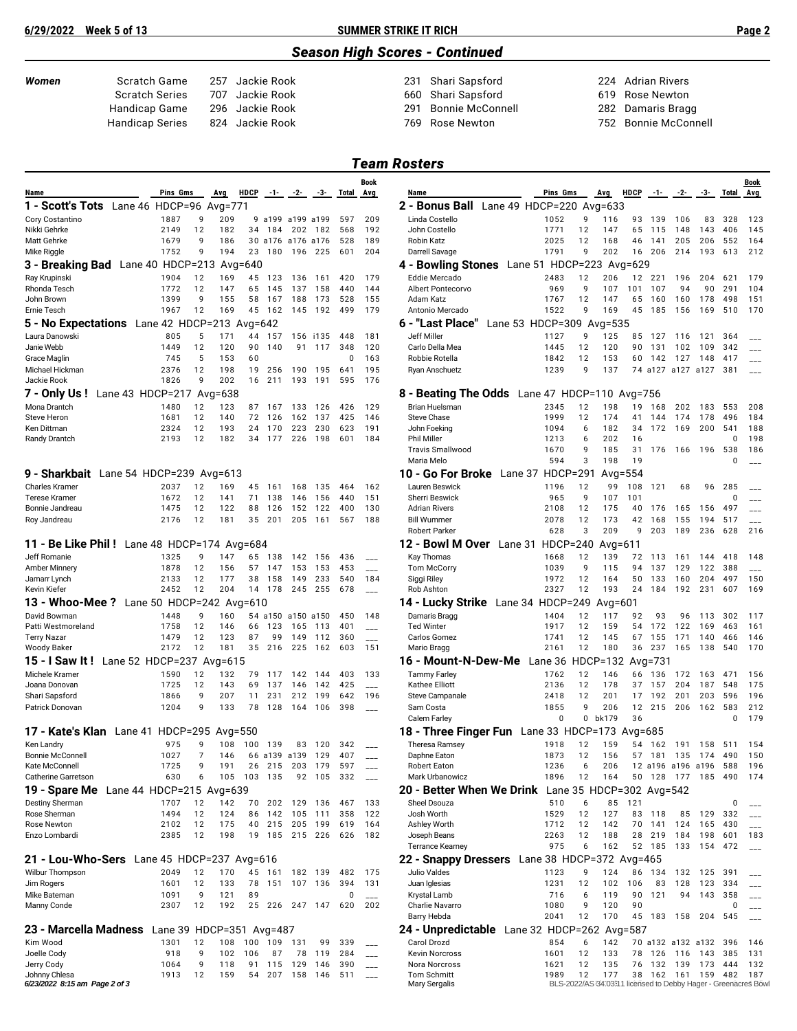## Season High Scores - Continued

| Women | | | | | | |
|---|---|---|---|---|---|---|
| Scratch Game | 257 | Jackie Rook | 231 | Shari Sapsford | 224 | Adrian Rivers |
| Scratch Series | 707 | Jackie Rook | 660 | Shari Sapsford | 619 | Rose Newton |
| Handicap Game | 296 | Jackie Rook | 291 | Bonnie McConnell | 282 | Damaris Bragg |
| Handicap Series | 824 | Jackie Rook | 769 | Rose Newton | 752 | Bonnie McConnell |

## Team Rosters

| Name | Pins | Gms | Avg | HDCP | -1- | -2- | -3- | Total | Book Avg |
|---|---|---|---|---|---|---|---|---|---|
| **1 - Scott's Tots** Lane 46 HDCP=96 Avg=771 | | | | | | | | | |
| Cory Costantino | 1887 | 9 | 209 | 9 | a199 | a199 | a199 | 597 | 209 |
| Nikki Gehrke | 2149 | 12 | 182 | 34 | 184 | 202 | 182 | 568 | 192 |
| Matt Gehrke | 1679 | 9 | 186 | 30 | a176 | a176 | a176 | 528 | 189 |
| Mike Riggle | 1752 | 9 | 194 | 23 | 180 | 196 | 225 | 601 | 204 |
| **2 - Bonus Ball** Lane 49 HDCP=220 Avg=633 | | | | | | | | | |
| Linda Costello | 1052 | 9 | 116 | 93 | 139 | 106 | 83 | 328 | 123 |
| John Costello | 1771 | 12 | 147 | 65 | 115 | 148 | 143 | 406 | 145 |
| Robin Katz | 2025 | 12 | 168 | 46 | 141 | 205 | 206 | 552 | 164 |
| Darrell Savage | 1791 | 9 | 202 | 16 | 206 | 214 | 193 | 613 | 212 |
| **3 - Breaking Bad** Lane 40 HDCP=213 Avg=640 | | | | | | | | | |
| Ray Krupinski | 1904 | 12 | 169 | 45 | 123 | 136 | 161 | 420 | 179 |
| Rhonda Tesch | 1772 | 12 | 147 | 65 | 145 | 137 | 158 | 440 | 144 |
| John Brown | 1399 | 9 | 155 | 58 | 167 | 188 | 173 | 528 | 155 |
| Ernie Tesch | 1967 | 12 | 169 | 45 | 162 | 145 | 192 | 499 | 179 |
| **4 - Bowling Stones** Lane 51 HDCP=223 Avg=629 | | | | | | | | | |
| Eddie Mercado | 2483 | 12 | 206 | 12 | 221 | 196 | 204 | 621 | 179 |
| Albert Pontecorvo | 969 | 9 | 107 | 101 | 107 | 94 | 90 | 291 | 104 |
| Adam Katz | 1767 | 12 | 147 | 65 | 160 | 160 | 178 | 498 | 151 |
| Antonio Mercado | 1522 | 9 | 169 | 45 | 185 | 156 | 169 | 510 | 170 |
| **5 - No Expectations** Lane 42 HDCP=213 Avg=642 | | | | | | | | | |
| Laura Danowski | 805 | 5 | 171 | 44 | 157 | 156 | i135 | 448 | 181 |
| Janie Webb | 1449 | 12 | 120 | 90 | 140 | 91 | 117 | 348 | 120 |
| Grace Maglin | 745 | 5 | 153 | 60 | | | | 0 | 163 |
| Michael Hickman | 2376 | 12 | 198 | 19 | 256 | 190 | 195 | 641 | 195 |
| Jackie Rook | 1826 | 9 | 202 | 16 | 211 | 193 | 191 | 595 | 176 |
| **6 - "Last Place"** Lane 53 HDCP=309 Avg=535 | | | | | | | | | |
| Jeff Miller | 1127 | 9 | 125 | 85 | 127 | 116 | 121 | 364 | ___ |
| Carlo Della Mea | 1445 | 12 | 120 | 90 | 131 | 102 | 109 | 342 | ___ |
| Robbie Rotella | 1842 | 12 | 153 | 60 | 142 | 127 | 148 | 417 | ___ |
| Ryan Anschuetz | 1239 | 9 | 137 | 74 | a127 | a127 | a127 | 381 | ___ |
| **7 - Only Us !** Lane 43 HDCP=217 Avg=638 | | | | | | | | | |
| Mona Drantch | 1480 | 12 | 123 | 87 | 167 | 133 | 126 | 426 | 129 |
| Steve Heron | 1681 | 12 | 140 | 72 | 126 | 162 | 137 | 425 | 146 |
| Ken Dittman | 2324 | 12 | 193 | 24 | 170 | 223 | 230 | 623 | 191 |
| Randy Drantch | 2193 | 12 | 182 | 34 | 177 | 226 | 198 | 601 | 184 |
| **8 - Beating The Odds** Lane 47 HDCP=110 Avg=756 | | | | | | | | | |
| Brian Huelsman | 2345 | 12 | 198 | 19 | 168 | 202 | 183 | 553 | 208 |
| Steve Chase | 1999 | 12 | 174 | 41 | 144 | 174 | 178 | 496 | 184 |
| John Foeking | 1094 | 6 | 182 | 34 | 172 | 169 | 200 | 541 | 188 |
| Phil Miller | 1213 | 6 | 202 | 16 | | | | 0 | 198 |
| Travis Smallwood | 1670 | 9 | 185 | 31 | 176 | 166 | 196 | 538 | 186 |
| Maria Melo | 594 | 3 | 198 | 19 | | | | 0 | ___ |
| **9 - Sharkbait** Lane 54 HDCP=239 Avg=613 | | | | | | | | | |
| Charles Kramer | 2037 | 12 | 169 | 45 | 161 | 168 | 135 | 464 | 162 |
| Terese Kramer | 1672 | 12 | 141 | 71 | 138 | 146 | 156 | 440 | 151 |
| Bonnie Jandreau | 1475 | 12 | 122 | 88 | 126 | 152 | 122 | 400 | 130 |
| Roy Jandreau | 2176 | 12 | 181 | 35 | 201 | 205 | 161 | 567 | 188 |
| **10 - Go For Broke** Lane 37 HDCP=291 Avg=554 | | | | | | | | | |
| Lauren Beswick | 1196 | 12 | 99 | 108 | 121 | 68 | 96 | 285 | ___ |
| Sherri Beswick | 965 | 9 | 107 | 101 | | | | 0 | ___ |
| Adrian Rivers | 2108 | 12 | 175 | 40 | 176 | 165 | 156 | 497 | ___ |
| Bill Wummer | 2078 | 12 | 173 | 42 | 168 | 155 | 194 | 517 | ___ |
| Robert Parker | 628 | 3 | 209 | 9 | 203 | 189 | 236 | 628 | 216 |
| **11 - Be Like Phil !** Lane 48 HDCP=174 Avg=684 | | | | | | | | | |
| Jeff Romanie | 1325 | 9 | 147 | 65 | 138 | 142 | 156 | 436 | ___ |
| Amber Minnery | 1878 | 12 | 156 | 57 | 147 | 153 | 153 | 453 | ___ |
| Jamarr Lynch | 2133 | 12 | 177 | 38 | 158 | 149 | 233 | 540 | 184 |
| Kevin Kiefer | 2452 | 12 | 204 | 14 | 178 | 245 | 255 | 678 | ___ |
| **12 - Bowl M Over** Lane 31 HDCP=240 Avg=611 | | | | | | | | | |
| Kay Thomas | 1668 | 12 | 139 | 72 | 113 | 161 | 144 | 418 | 148 |
| Tom McCorry | 1039 | 9 | 115 | 94 | 137 | 129 | 122 | 388 | ___ |
| Siggi Riley | 1972 | 12 | 164 | 50 | 133 | 160 | 204 | 497 | 150 |
| Rob Ashton | 2327 | 12 | 193 | 24 | 184 | 192 | 231 | 607 | 169 |
| **13 - Whoo-Mee ?** Lane 50 HDCP=242 Avg=610 | | | | | | | | | |
| David Bowman | 1448 | 9 | 160 | 54 | a150 | a150 | a150 | 450 | 148 |
| Patti Westmoreland | 1758 | 12 | 146 | 66 | 123 | 165 | 113 | 401 | ___ |
| Terry Nazar | 1479 | 12 | 123 | 87 | 99 | 149 | 112 | 360 | ___ |
| Woody Baker | 2172 | 12 | 181 | 35 | 216 | 225 | 162 | 603 | 151 |
| **14 - Lucky Strike** Lane 34 HDCP=249 Avg=601 | | | | | | | | | |
| Damaris Bragg | 1404 | 12 | 117 | 92 | 93 | 96 | 113 | 302 | 117 |
| Ted Winter | 1917 | 12 | 159 | 54 | 172 | 122 | 169 | 463 | 161 |
| Carlos Gomez | 1741 | 12 | 145 | 67 | 155 | 171 | 140 | 466 | 146 |
| Mario Bragg | 2161 | 12 | 180 | 36 | 237 | 165 | 138 | 540 | 170 |
| **15 - I Saw It !** Lane 52 HDCP=237 Avg=615 | | | | | | | | | |
| Michele Kramer | 1590 | 12 | 132 | 79 | 117 | 142 | 144 | 403 | 133 |
| Joana Donovan | 1725 | 12 | 143 | 69 | 137 | 146 | 142 | 425 | ___ |
| Shari Sapsford | 1866 | 9 | 207 | 11 | 231 | 212 | 199 | 642 | 196 |
| Patrick Donovan | 1204 | 9 | 133 | 78 | 128 | 164 | 106 | 398 | ___ |
| **16 - Mount-N-Dew-Me** Lane 36 HDCP=132 Avg=731 | | | | | | | | | |
| Tammy Farley | 1762 | 12 | 146 | 66 | 136 | 172 | 163 | 471 | 156 |
| Kathee Elliott | 2136 | 12 | 178 | 37 | 157 | 204 | 187 | 548 | 175 |
| Steve Campanale | 2418 | 12 | 201 | 17 | 192 | 201 | 203 | 596 | 196 |
| Sam Costa | 1855 | 9 | 206 | 12 | 215 | 206 | 162 | 583 | 212 |
| Calem Farley | 0 | 0 | bk179 | 36 | | | | 0 | 179 |
| **17 - Kate's Klan** Lane 41 HDCP=295 Avg=550 | | | | | | | | | |
| Ken Landry | 975 | 9 | 108 | 100 | 139 | 83 | 120 | 342 | ___ |
| Bonnie McConnell | 1027 | 7 | 146 | 66 | a139 | a139 | 129 | 407 | ___ |
| Kate McConnell | 1725 | 9 | 191 | 26 | 215 | 203 | 179 | 597 | ___ |
| Catherine Garretson | 630 | 6 | 105 | 103 | 135 | 92 | 105 | 332 | ___ |
| **18 - Three Finger Fun** Lane 33 HDCP=173 Avg=685 | | | | | | | | | |
| Theresa Ramsey | 1918 | 12 | 159 | 54 | 162 | 191 | 158 | 511 | 154 |
| Daphne Eaton | 1873 | 12 | 156 | 57 | 181 | 135 | 174 | 490 | 150 |
| Robert Eaton | 1236 | 6 | 206 | 12 | a196 | a196 | a196 | 588 | 196 |
| Mark Urbanowicz | 1896 | 12 | 164 | 50 | 128 | 177 | 185 | 490 | 174 |
| **19 - Spare Me** Lane 44 HDCP=215 Avg=639 | | | | | | | | | |
| Destiny Sherman | 1707 | 12 | 142 | 70 | 202 | 129 | 136 | 467 | 133 |
| Rose Sherman | 1494 | 12 | 124 | 86 | 142 | 105 | 111 | 358 | 122 |
| Rose Newton | 2102 | 12 | 175 | 40 | 215 | 205 | 199 | 619 | 164 |
| Enzo Lombardi | 2385 | 12 | 198 | 19 | 185 | 215 | 226 | 626 | 182 |
| **20 - Better When We Drink** Lane 35 HDCP=302 Avg=542 | | | | | | | | | |
| Sheel Dsouza | 510 | 6 | 85 | 121 | | | | 0 | ___ |
| Josh Worth | 1529 | 12 | 127 | 83 | 118 | 85 | 129 | 332 | ___ |
| Ashley Worth | 1712 | 12 | 142 | 70 | 141 | 124 | 165 | 430 | ___ |
| Joseph Beans | 2263 | 12 | 188 | 28 | 219 | 184 | 198 | 601 | 183 |
| Terrance Kearney | 975 | 6 | 162 | 52 | 185 | 133 | 154 | 472 | ___ |
| **21 - Lou-Who-Sers** Lane 45 HDCP=237 Avg=616 | | | | | | | | | |
| Wilbur Thompson | 2049 | 12 | 170 | 45 | 161 | 182 | 139 | 482 | 175 |
| Jim Rogers | 1601 | 12 | 133 | 78 | 151 | 107 | 136 | 394 | 131 |
| Mike Bateman | 1091 | 9 | 121 | 89 | | | | 0 | ___ |
| Manny Conde | 2307 | 12 | 192 | 25 | 226 | 247 | 147 | 620 | 202 |
| **22 - Snappy Dressers** Lane 38 HDCP=372 Avg=465 | | | | | | | | | |
| Julio Valdes | 1123 | 9 | 124 | 86 | 134 | 132 | 125 | 391 | ___ |
| Juan Iglesias | 1231 | 12 | 102 | 106 | 83 | 128 | 123 | 334 | ___ |
| Krystal Lamb | 716 | 6 | 119 | 90 | 121 | 94 | 143 | 358 | ___ |
| Charlie Navarro | 1080 | 9 | 120 | 90 | | | | 0 | ___ |
| Barry Hebda | 2041 | 12 | 170 | 45 | 183 | 158 | 204 | 545 | ___ |
| **23 - Marcella Madness** Lane 39 HDCP=351 Avg=487 | | | | | | | | | |
| Kim Wood | 1301 | 12 | 108 | 100 | 109 | 131 | 99 | 339 | ___ |
| Joelle Cody | 918 | 9 | 102 | 106 | 87 | 78 | 119 | 284 | ___ |
| Jerry Cody | 1064 | 9 | 118 | 91 | 115 | 129 | 146 | 390 | ___ |
| Johnny Chelsa | 1913 | 12 | 159 | 54 | 207 | 158 | 146 | 511 | ___ |
| **24 - Unpredictable** Lane 32 HDCP=262 Avg=587 | | | | | | | | | |
| Carol Drozd | 854 | 6 | 142 | 70 | a132 | a132 | a132 | 396 | 146 |
| Kevin Norcross | 1601 | 12 | 133 | 78 | 126 | 116 | 143 | 385 | 131 |
| Nora Norcross | 1621 | 12 | 135 | 76 | 132 | 139 | 173 | 444 | 132 |
| Tom Schmitt | 1989 | 12 | 177 | 38 | 162 | 161 | 159 | 482 | 187 |
| Mary Sergalis | | | | | | | | | |

6/23/2022 8:15 am

BLS-2022/AS 34.03.11 licensed to Debby Hager - Greenacres Bowl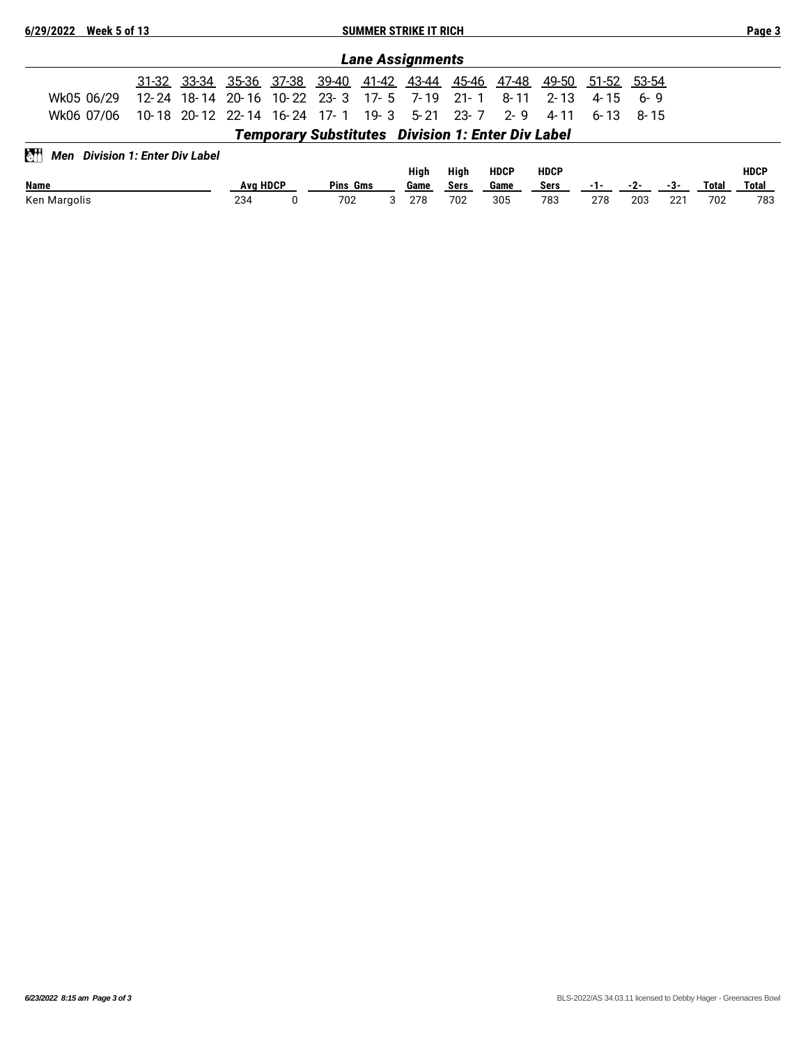## Lane Assignments

| | 31-32 | 33-34 | 35-36 | 37-38 | 39-40 | 41-42 | 43-44 | 45-46 | 47-48 | 49-50 | 51-52 | 53-54 |
|---|---|---|---|---|---|---|---|---|---|---|---|---|
| Wk05 06/29 | 12-24 | 18-14 | 20-16 | 10-22 | 23-3 | 17-5 | 7-19 | 21-1 | 8-11 | 2-13 | 4-15 | 6-9 |
| Wk06 07/06 | 10-18 | 20-12 | 22-14 | 16-24 | 17-1 | 19-3 | 5-21 | 23-7 | 2-9 | 4-11 | 6-13 | 8-15 |

## Temporary Substitutes Division 1: Enter Div Label

### Men Division 1: Enter Div Label

| Name | Avg | HDCP | Pins | Gms | High Game | High Sers | HDCP Game | HDCP Sers | -1- | -2- | -3- | Total | HDCP Total |
|---|---|---|---|---|---|---|---|---|---|---|---|---|---|
| Ken Margolis | 234 | 0 | 702 | 3 | 278 | 702 | 305 | 783 | 278 | 203 | 221 | 702 | 783 |